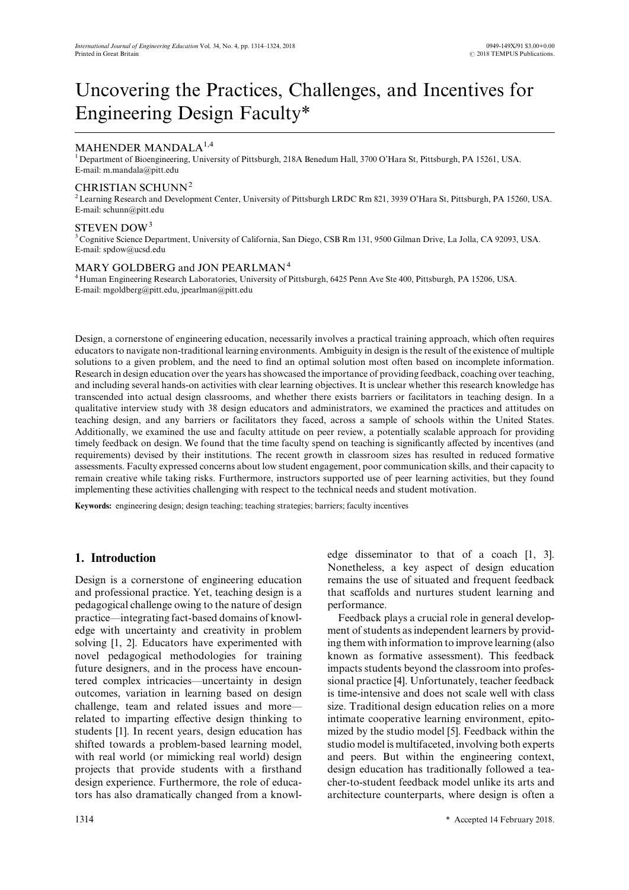# Uncovering the Practices, Challenges, and Incentives for Engineering Design Faculty*

MAHENDER MANDALA[1,4]

[1] Department of Bioengineering, University of Pittsburgh, 218A Benedum Hall, 3700 O'Hara St, Pittsburgh, PA 15261, USA. E-mail: m.mandala@pitt.edu

CHRISTIAN SCHUNN[2]

[2] Learning Research and Development Center, University of Pittsburgh LRDC Rm 821, 3939 O'Hara St, Pittsburgh, PA 15260, USA. E-mail: schunn@pitt.edu

STEVEN DOW[3]

[3] Cognitive Science Department, University of California, San Diego, CSB Rm 131, 9500 Gilman Drive, La Jolla, CA 92093, USA. E-mail: spdow@ucsd.edu

MARY GOLDBERG and JON PEARLMAN[4]

[4] Human Engineering Research Laboratories, University of Pittsburgh, 6425 Penn Ave Ste 400, Pittsburgh, PA 15206, USA. E-mail: mgoldberg@pitt.edu, jpearlman@pitt.edu

Design, a cornerstone of engineering education, necessarily involves a practical training approach, which often requires educators to navigate non-traditional learning environments. Ambiguity in design is the result of the existence of multiple solutions to a given problem, and the need to find an optimal solution most often based on incomplete information. Research in design education over the years has showcased the importance of providing feedback, coaching over teaching, and including several hands-on activities with clear learning objectives. It is unclear whether this research knowledge has transcended into actual design classrooms, and whether there exists barriers or facilitators in teaching design. In a qualitative interview study with 38 design educators and administrators, we examined the practices and attitudes on teaching design, and any barriers or facilitators they faced, across a sample of schools within the United States. Additionally, we examined the use and faculty attitude on peer review, a potentially scalable approach for providing timely feedback on design. We found that the time faculty spend on teaching is significantly affected by incentives (and requirements) devised by their institutions. The recent growth in classroom sizes has resulted in reduced formative assessments. Faculty expressed concerns about low student engagement, poor communication skills, and their capacity to remain creative while taking risks. Furthermore, instructors supported use of peer learning activities, but they found implementing these activities challenging with respect to the technical needs and student motivation.

**Keywords:** engineering design; design teaching; teaching strategies; barriers; faculty incentives

## 1. Introduction

Design is a cornerstone of engineering education and professional practice. Yet, teaching design is a pedagogical challenge owing to the nature of design practice—integrating fact-based domains of knowledge with uncertainty and creativity in problem solving [1, 2]. Educators have experimented with novel pedagogical methodologies for training future designers, and in the process have encountered complex intricacies—uncertainty in design outcomes, variation in learning based on design challenge, team and related issues and more—related to imparting effective design thinking to students [1]. In recent years, design education has shifted towards a problem-based learning model, with real world (or mimicking real world) design projects that provide students with a firsthand design experience. Furthermore, the role of educators has also dramatically changed from a knowledge disseminator to that of a coach [1, 3]. Nonetheless, a key aspect of design education remains the use of situated and frequent feedback that scaffolds and nurtures student learning and performance.

Feedback plays a crucial role in general development of students as independent learners by providing them with information to improve learning (also known as formative assessment). This feedback impacts students beyond the classroom into professional practice [4]. Unfortunately, teacher feedback is time-intensive and does not scale well with class size. Traditional design education relies on a more intimate cooperative learning environment, epitomized by the studio model [5]. Feedback within the studio model is multifaceted, involving both experts and peers. But within the engineering context, design education has traditionally followed a teacher-to-student feedback model unlike its arts and architecture counterparts, where design is often a

\* Accepted 14 February 2018.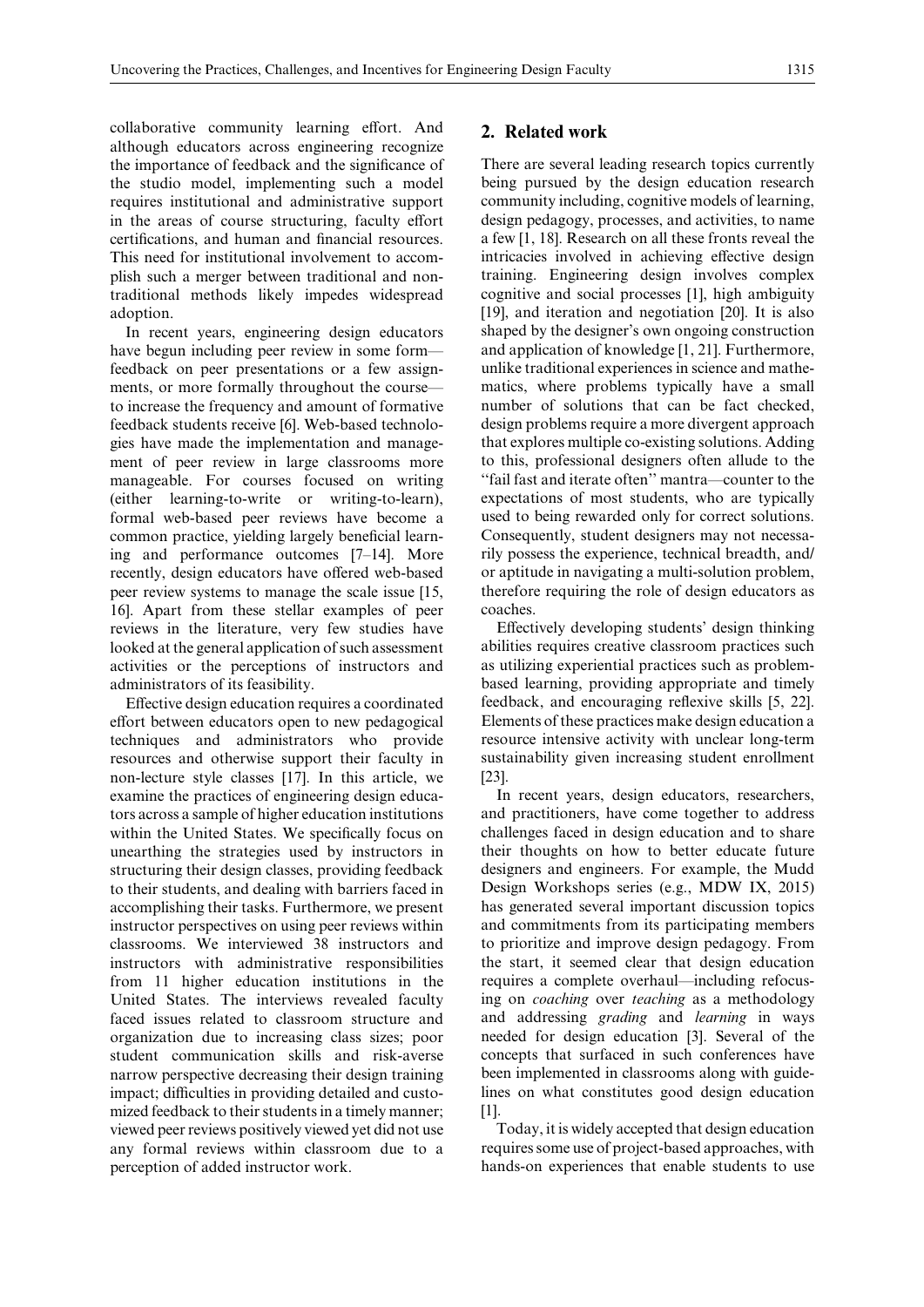collaborative community learning effort. And although educators across engineering recognize the importance of feedback and the significance of the studio model, implementing such a model requires institutional and administrative support in the areas of course structuring, faculty effort certifications, and human and financial resources. This need for institutional involvement to accomplish such a merger between traditional and nontraditional methods likely impedes widespread adoption.

In recent years, engineering design educators have begun including peer review in some form—feedback on peer presentations or a few assignments, or more formally throughout the course—to increase the frequency and amount of formative feedback students receive [6]. Web-based technologies have made the implementation and management of peer review in large classrooms more manageable. For courses focused on writing (either learning-to-write or writing-to-learn), formal web-based peer reviews have become a common practice, yielding largely beneficial learning and performance outcomes [7–14]. More recently, design educators have offered web-based peer review systems to manage the scale issue [15, 16]. Apart from these stellar examples of peer reviews in the literature, very few studies have looked at the general application of such assessment activities or the perceptions of instructors and administrators of its feasibility.

Effective design education requires a coordinated effort between educators open to new pedagogical techniques and administrators who provide resources and otherwise support their faculty in non-lecture style classes [17]. In this article, we examine the practices of engineering design educators across a sample of higher education institutions within the United States. We specifically focus on unearthing the strategies used by instructors in structuring their design classes, providing feedback to their students, and dealing with barriers faced in accomplishing their tasks. Furthermore, we present instructor perspectives on using peer reviews within classrooms. We interviewed 38 instructors and instructors with administrative responsibilities from 11 higher education institutions in the United States. The interviews revealed faculty faced issues related to classroom structure and organization due to increasing class sizes; poor student communication skills and risk-averse narrow perspective decreasing their design training impact; difficulties in providing detailed and customized feedback to their students in a timely manner; viewed peer reviews positively viewed yet did not use any formal reviews within classroom due to a perception of added instructor work.

## 2. Related work

There are several leading research topics currently being pursued by the design education research community including, cognitive models of learning, design pedagogy, processes, and activities, to name a few [1, 18]. Research on all these fronts reveal the intricacies involved in achieving effective design training. Engineering design involves complex cognitive and social processes [1], high ambiguity [19], and iteration and negotiation [20]. It is also shaped by the designer's own ongoing construction and application of knowledge [1, 21]. Furthermore, unlike traditional experiences in science and mathematics, where problems typically have a small number of solutions that can be fact checked, design problems require a more divergent approach that explores multiple co-existing solutions. Adding to this, professional designers often allude to the "fail fast and iterate often" mantra—counter to the expectations of most students, who are typically used to being rewarded only for correct solutions. Consequently, student designers may not necessarily possess the experience, technical breadth, and/or aptitude in navigating a multi-solution problem, therefore requiring the role of design educators as coaches.

Effectively developing students' design thinking abilities requires creative classroom practices such as utilizing experiential practices such as problem-based learning, providing appropriate and timely feedback, and encouraging reflexive skills [5, 22]. Elements of these practices make design education a resource intensive activity with unclear long-term sustainability given increasing student enrollment [23].

In recent years, design educators, researchers, and practitioners, have come together to address challenges faced in design education and to share their thoughts on how to better educate future designers and engineers. For example, the Mudd Design Workshops series (e.g., MDW IX, 2015) has generated several important discussion topics and commitments from its participating members to prioritize and improve design pedagogy. From the start, it seemed clear that design education requires a complete overhaul—including refocusing on *coaching* over *teaching* as a methodology and addressing *grading* and *learning* in ways needed for design education [3]. Several of the concepts that surfaced in such conferences have been implemented in classrooms along with guidelines on what constitutes good design education [1].

Today, it is widely accepted that design education requires some use of project-based approaches, with hands-on experiences that enable students to use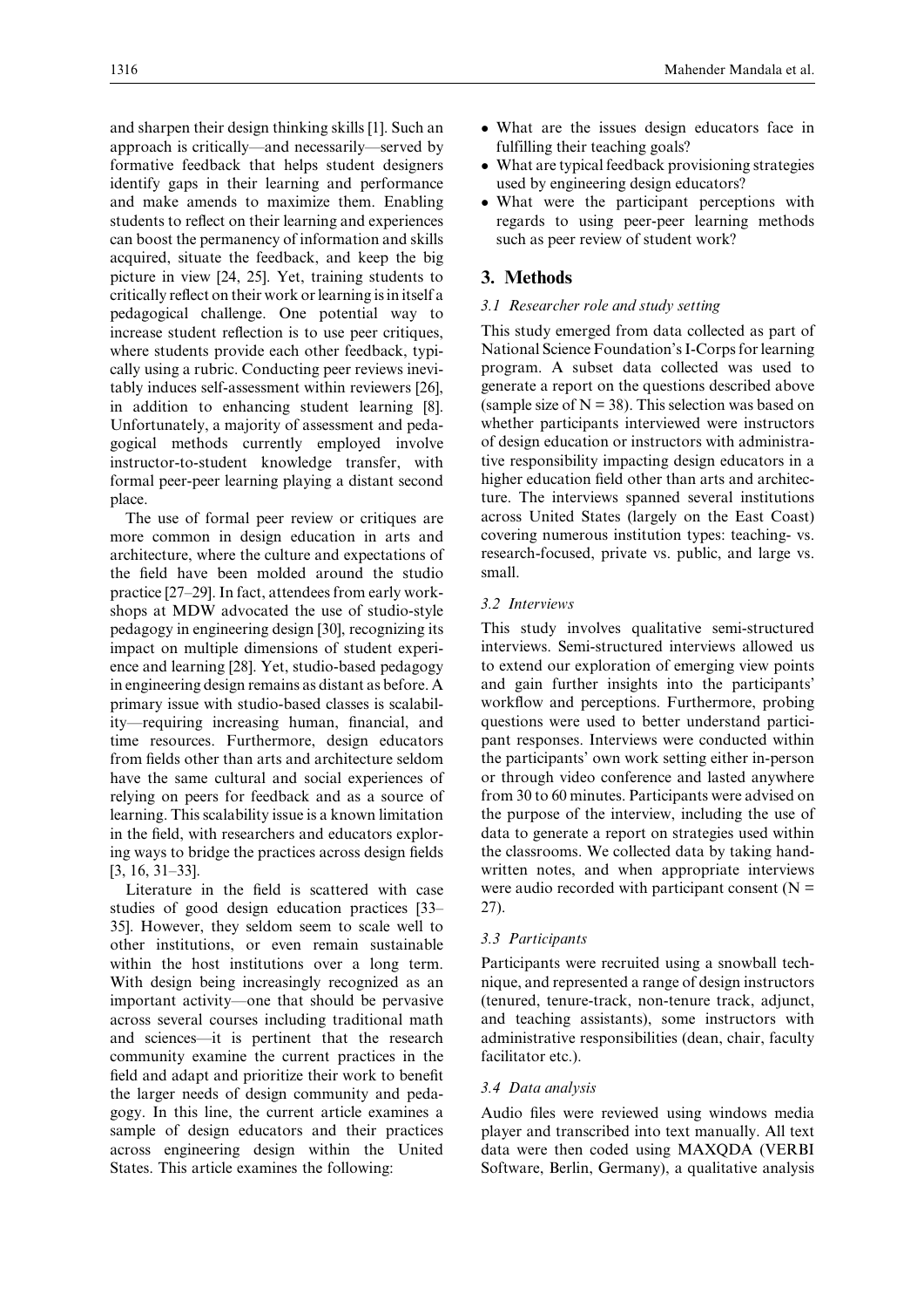and sharpen their design thinking skills [1]. Such an approach is critically—and necessarily—served by formative feedback that helps student designers identify gaps in their learning and performance and make amends to maximize them. Enabling students to reflect on their learning and experiences can boost the permanency of information and skills acquired, situate the feedback, and keep the big picture in view [24, 25]. Yet, training students to critically reflect on their work or learning is in itself a pedagogical challenge. One potential way to increase student reflection is to use peer critiques, where students provide each other feedback, typically using a rubric. Conducting peer reviews inevitably induces self-assessment within reviewers [26], in addition to enhancing student learning [8]. Unfortunately, a majority of assessment and pedagogical methods currently employed involve instructor-to-student knowledge transfer, with formal peer-peer learning playing a distant second place.

The use of formal peer review or critiques are more common in design education in arts and architecture, where the culture and expectations of the field have been molded around the studio practice [27–29]. In fact, attendees from early workshops at MDW advocated the use of studio-style pedagogy in engineering design [30], recognizing its impact on multiple dimensions of student experience and learning [28]. Yet, studio-based pedagogy in engineering design remains as distant as before. A primary issue with studio-based classes is scalability—requiring increasing human, financial, and time resources. Furthermore, design educators from fields other than arts and architecture seldom have the same cultural and social experiences of relying on peers for feedback and as a source of learning. This scalability issue is a known limitation in the field, with researchers and educators exploring ways to bridge the practices across design fields [3, 16, 31–33].

Literature in the field is scattered with case studies of good design education practices [33–35]. However, they seldom seem to scale well to other institutions, or even remain sustainable within the host institutions over a long term. With design being increasingly recognized as an important activity—one that should be pervasive across several courses including traditional math and sciences—it is pertinent that the research community examine the current practices in the field and adapt and prioritize their work to benefit the larger needs of design community and pedagogy. In this line, the current article examines a sample of design educators and their practices across engineering design within the United States. This article examines the following:

- What are the issues design educators face in fulfilling their teaching goals?
- What are typical feedback provisioning strategies used by engineering design educators?
- What were the participant perceptions with regards to using peer-peer learning methods such as peer review of student work?

## 3. Methods

### 3.1 Researcher role and study setting

This study emerged from data collected as part of National Science Foundation's I-Corps for learning program. A subset data collected was used to generate a report on the questions described above (sample size of N = 38). This selection was based on whether participants interviewed were instructors of design education or instructors with administrative responsibility impacting design educators in a higher education field other than arts and architecture. The interviews spanned several institutions across United States (largely on the East Coast) covering numerous institution types: teaching- vs. research-focused, private vs. public, and large vs. small.

### 3.2 Interviews

This study involves qualitative semi-structured interviews. Semi-structured interviews allowed us to extend our exploration of emerging view points and gain further insights into the participants' workflow and perceptions. Furthermore, probing questions were used to better understand participant responses. Interviews were conducted within the participants' own work setting either in-person or through video conference and lasted anywhere from 30 to 60 minutes. Participants were advised on the purpose of the interview, including the use of data to generate a report on strategies used within the classrooms. We collected data by taking handwritten notes, and when appropriate interviews were audio recorded with participant consent (N = 27).

### 3.3 Participants

Participants were recruited using a snowball technique, and represented a range of design instructors (tenured, tenure-track, non-tenure track, adjunct, and teaching assistants), some instructors with administrative responsibilities (dean, chair, faculty facilitator etc.).

### 3.4 Data analysis

Audio files were reviewed using windows media player and transcribed into text manually. All text data were then coded using MAXQDA (VERBI Software, Berlin, Germany), a qualitative analysis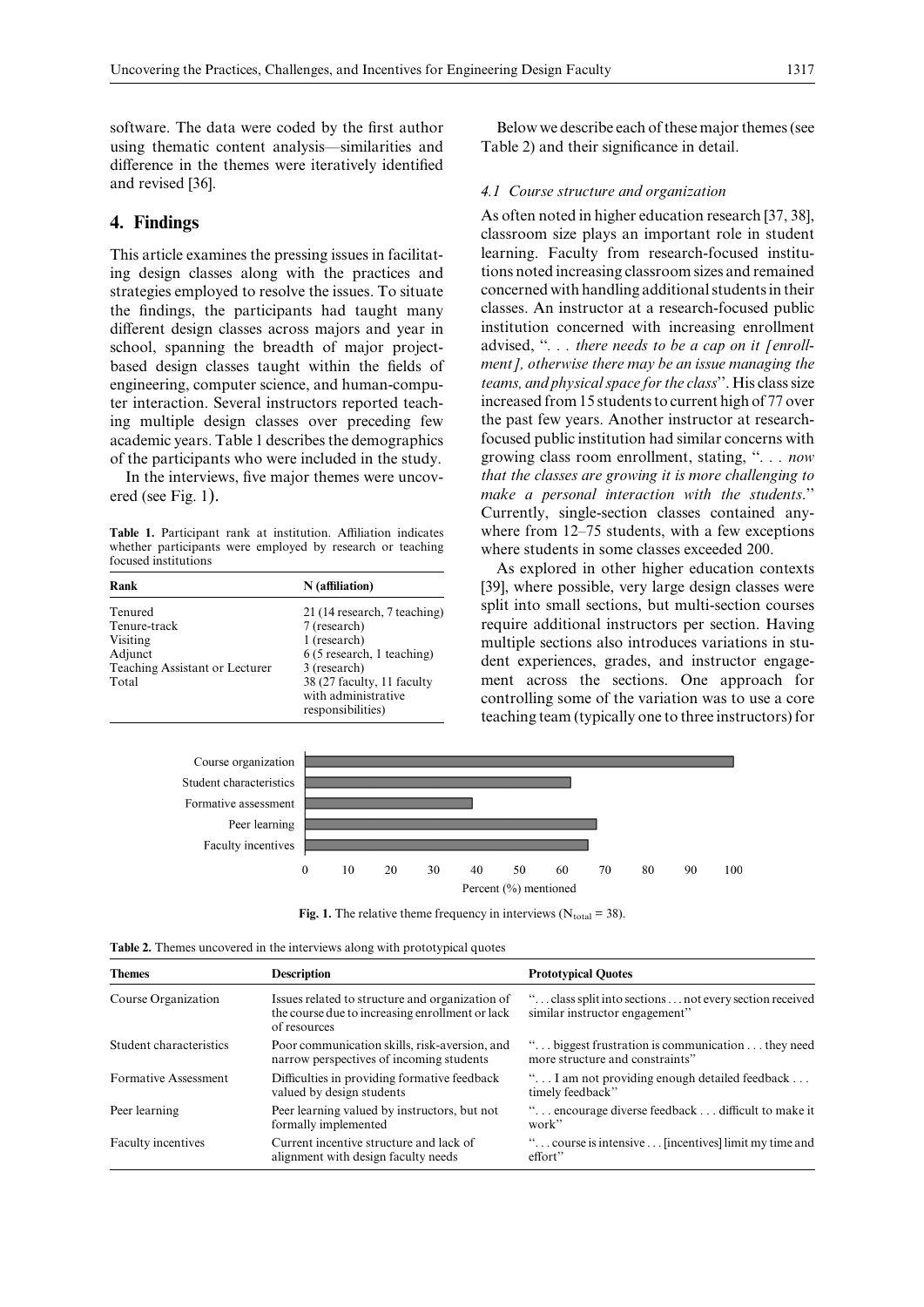software. The data were coded by the first author using thematic content analysis—similarities and difference in the themes were iteratively identified and revised [36].

## 4. Findings

This article examines the pressing issues in facilitating design classes along with the practices and strategies employed to resolve the issues. To situate the findings, the participants had taught many different design classes across majors and year in school, spanning the breadth of major project-based design classes taught within the fields of engineering, computer science, and human-computer interaction. Several instructors reported teaching multiple design classes over preceding few academic years. Table 1 describes the demographics of the participants who were included in the study.

In the interviews, five major themes were uncovered (see Fig. 1).

**Table 1.** Participant rank at institution. Affiliation indicates whether participants were employed by research or teaching focused institutions

| Rank | N (affiliation) |
|---|---|
| Tenured | 21 (14 research, 7 teaching) |
| Tenure-track | 7 (research) |
| Visiting | 1 (research) |
| Adjunct | 6 (5 research, 1 teaching) |
| Teaching Assistant or Lecturer | 3 (research) |
| Total | 38 (27 faculty, 11 faculty with administrative responsibilities) |

Below we describe each of these major themes (see Table 2) and their significance in detail.

### 4.1 Course structure and organization

As often noted in higher education research [37, 38], classroom size plays an important role in student learning. Faculty from research-focused institutions noted increasing classroom sizes and remained concerned with handling additional students in their classes. An instructor at a research-focused public institution concerned with increasing enrollment advised, "*. . . there needs to be a cap on it [enrollment], otherwise there may be an issue managing the teams, and physical space for the class*". His class size increased from 15 students to current high of 77 over the past few years. Another instructor at research-focused public institution had similar concerns with growing class room enrollment, stating, "*. . . now that the classes are growing it is more challenging to make a personal interaction with the students.*" Currently, single-section classes contained anywhere from 12–75 students, with a few exceptions where students in some classes exceeded 200.

As explored in other higher education contexts [39], where possible, very large design classes were split into small sections, but multi-section courses require additional instructors per section. Having multiple sections also introduces variations in student experiences, grades, and instructor engagement across the sections. One approach for controlling some of the variation was to use a core teaching team (typically one to three instructors) for

| Theme | Percent (%) mentioned |
|---|---|
| Course organization | 100 |
| Student characteristics | 62 |
| Formative assessment | 39 |
| Peer learning | 68 |
| Faculty incentives | 66 |

**Fig. 1.** The relative theme frequency in interviews ($N_{total}$ = 38).

**Table 2.** Themes uncovered in the interviews along with prototypical quotes

| Themes | Description | Prototypical Quotes |
|---|---|---|
| Course Organization | Issues related to structure and organization of the course due to increasing enrollment or lack of resources | ". . . class split into sections . . . not every section received similar instructor engagement" |
| Student characteristics | Poor communication skills, risk-aversion, and narrow perspectives of incoming students | ". . . biggest frustration is communication . . . they need more structure and constraints" |
| Formative Assessment | Difficulties in providing formative feedback valued by design students | ". . . I am not providing enough detailed feedback . . . timely feedback" |
| Peer learning | Peer learning valued by instructors, but not formally implemented | ". . . encourage diverse feedback . . . difficult to make it work" |
| Faculty incentives | Current incentive structure and lack of alignment with design faculty needs | ". . . course is intensive . . . [incentives] limit my time and effort" |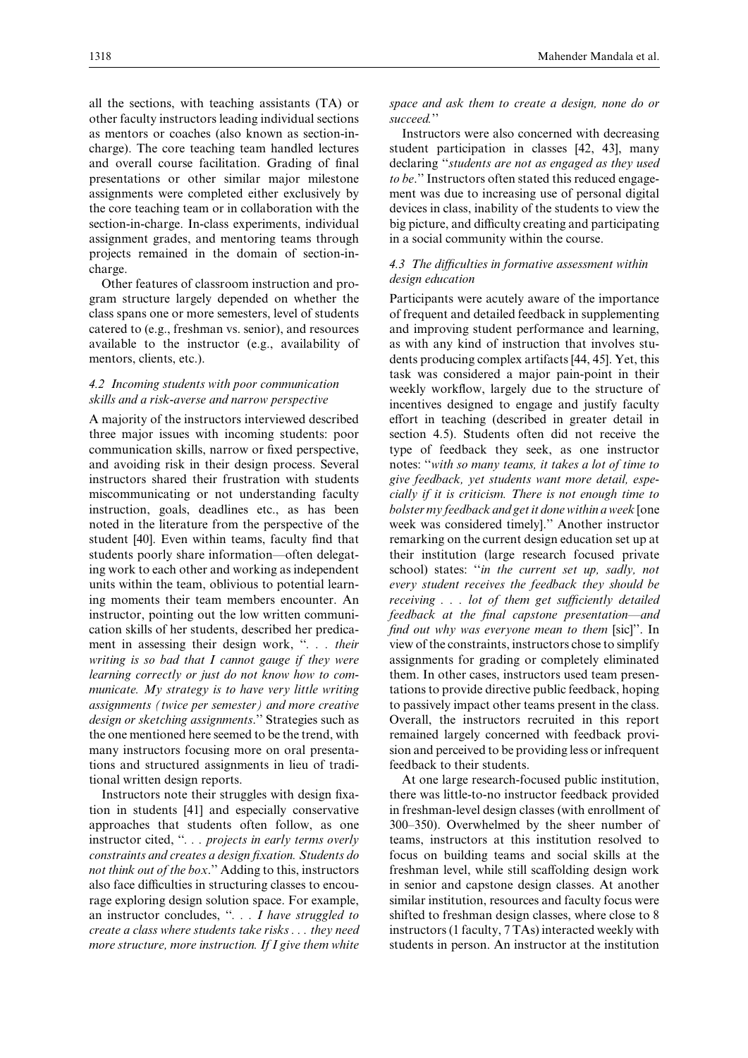all the sections, with teaching assistants (TA) or other faculty instructors leading individual sections as mentors or coaches (also known as section-in-charge). The core teaching team handled lectures and overall course facilitation. Grading of final presentations or other similar major milestone assignments were completed either exclusively by the core teaching team or in collaboration with the section-in-charge. In-class experiments, individual assignment grades, and mentoring teams through projects remained in the domain of section-in-charge.

Other features of classroom instruction and program structure largely depended on whether the class spans one or more semesters, level of students catered to (e.g., freshman vs. senior), and resources available to the instructor (e.g., availability of mentors, clients, etc.).

### 4.2 Incoming students with poor communication skills and a risk-averse and narrow perspective

A majority of the instructors interviewed described three major issues with incoming students: poor communication skills, narrow or fixed perspective, and avoiding risk in their design process. Several instructors shared their frustration with students miscommunicating or not understanding faculty instruction, goals, deadlines etc., as has been noted in the literature from the perspective of the student [40]. Even within teams, faculty find that students poorly share information—often delegating work to each other and working as independent units within the team, oblivious to potential learning moments their team members encounter. An instructor, pointing out the low written communication skills of her students, described her predicament in assessing their design work, ". . . *their writing is so bad that I cannot gauge if they were learning correctly or just do not know how to communicate. My strategy is to have very little writing assignments (twice per semester) and more creative design or sketching assignments*." Strategies such as the one mentioned here seemed to be the trend, with many instructors focusing more on oral presentations and structured assignments in lieu of traditional written design reports.

Instructors note their struggles with design fixation in students [41] and especially conservative approaches that students often follow, as one instructor cited, ". . . *projects in early terms overly constraints and creates a design fixation. Students do not think out of the box*." Adding to this, instructors also face difficulties in structuring classes to encourage exploring design solution space. For example, an instructor concludes, ". . . *I have struggled to create a class where students take risks . . . they need more structure, more instruction. If I give them white space and ask them to create a design, none do or succeed.*"

Instructors were also concerned with decreasing student participation in classes [42, 43], many declaring "*students are not as engaged as they used to be*." Instructors often stated this reduced engagement was due to increasing use of personal digital devices in class, inability of the students to view the big picture, and difficulty creating and participating in a social community within the course.

### 4.3 The difficulties in formative assessment within design education

Participants were acutely aware of the importance of frequent and detailed feedback in supplementing and improving student performance and learning, as with any kind of instruction that involves students producing complex artifacts [44, 45]. Yet, this task was considered a major pain-point in their weekly workflow, largely due to the structure of incentives designed to engage and justify faculty effort in teaching (described in greater detail in section 4.5). Students often did not receive the type of feedback they seek, as one instructor notes: "*with so many teams, it takes a lot of time to give feedback, yet students want more detail, especially if it is criticism. There is not enough time to bolster my feedback and get it done within a week* [one week was considered timely]." Another instructor remarking on the current design education set up at their institution (large research focused private school) states: "*in the current set up, sadly, not every student receives the feedback they should be receiving . . . lot of them get sufficiently detailed feedback at the final capstone presentation—and find out why was everyone mean to them* [sic]". In view of the constraints, instructors chose to simplify assignments for grading or completely eliminated them. In other cases, instructors used team presentations to provide directive public feedback, hoping to passively impact other teams present in the class. Overall, the instructors recruited in this report remained largely concerned with feedback provision and perceived to be providing less or infrequent feedback to their students.

At one large research-focused public institution, there was little-to-no instructor feedback provided in freshman-level design classes (with enrollment of 300–350). Overwhelmed by the sheer number of teams, instructors at this institution resolved to focus on building teams and social skills at the freshman level, while still scaffolding design work in senior and capstone design classes. At another similar institution, resources and faculty focus were shifted to freshman design classes, where close to 8 instructors (1 faculty, 7 TAs) interacted weekly with students in person. An instructor at the institution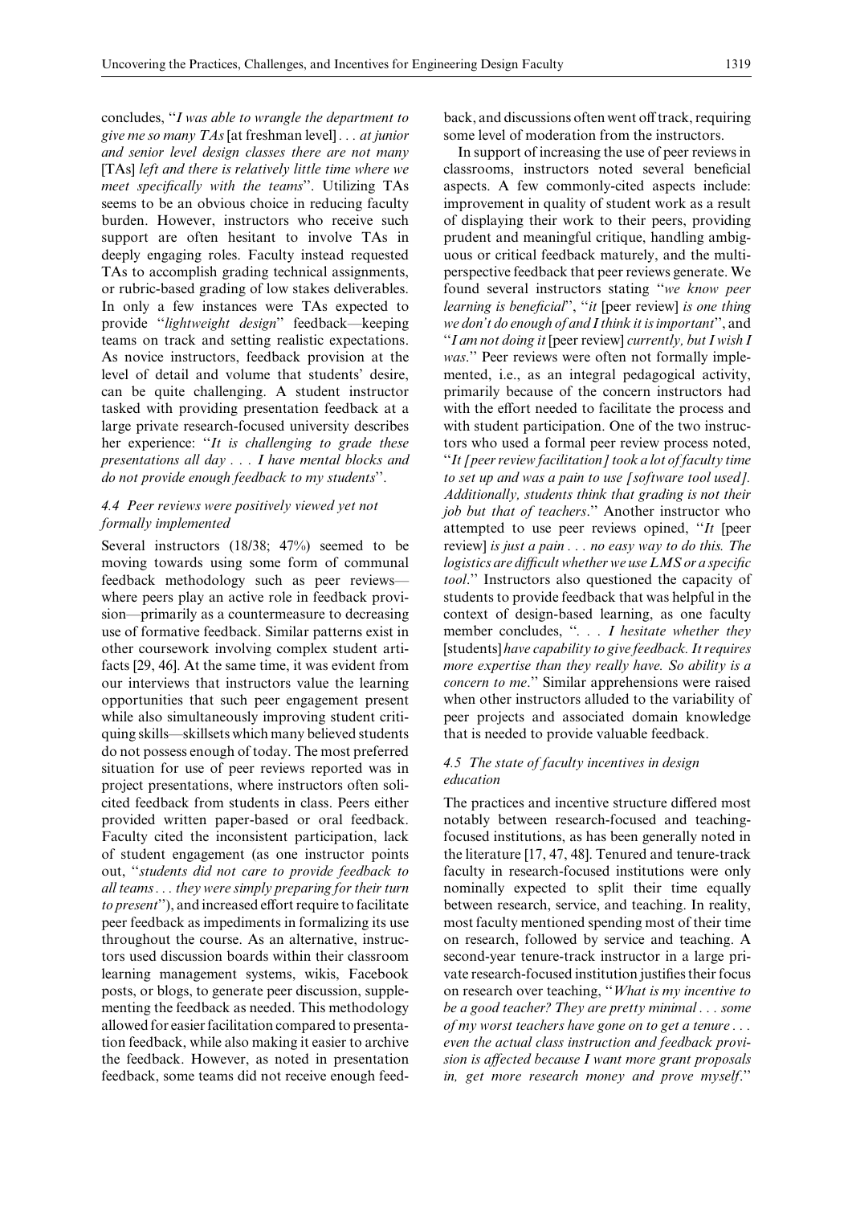concludes, "*I was able to wrangle the department to give me so many TAs* [at freshman level] *. . . at junior and senior level design classes there are not many* [TAs] *left and there is relatively little time where we meet specifically with the teams*". Utilizing TAs seems to be an obvious choice in reducing faculty burden. However, instructors who receive such support are often hesitant to involve TAs in deeply engaging roles. Faculty instead requested TAs to accomplish grading technical assignments, or rubric-based grading of low stakes deliverables. In only a few instances were TAs expected to provide "*lightweight design*" feedback—keeping teams on track and setting realistic expectations. As novice instructors, feedback provision at the level of detail and volume that students' desire, can be quite challenging. A student instructor tasked with providing presentation feedback at a large private research-focused university describes her experience: "*It is challenging to grade these presentations all day . . . I have mental blocks and do not provide enough feedback to my students*".

### 4.4 Peer reviews were positively viewed yet not formally implemented

Several instructors (18/38; 47%) seemed to be moving towards using some form of communal feedback methodology such as peer reviews—where peers play an active role in feedback provision—primarily as a countermeasure to decreasing use of formative feedback. Similar patterns exist in other coursework involving complex student artifacts [29, 46]. At the same time, it was evident from our interviews that instructors value the learning opportunities that such peer engagement present while also simultaneously improving student critiquing skills—skillsets which many believed students do not possess enough of today. The most preferred situation for use of peer reviews reported was in project presentations, where instructors often solicited feedback from students in class. Peers either provided written paper-based or oral feedback. Faculty cited the inconsistent participation, lack of student engagement (as one instructor points out, "*students did not care to provide feedback to all teams . . . they were simply preparing for their turn to present*"), and increased effort require to facilitate peer feedback as impediments in formalizing its use throughout the course. As an alternative, instructors used discussion boards within their classroom learning management systems, wikis, Facebook posts, or blogs, to generate peer discussion, supplementing the feedback as needed. This methodology allowed for easier facilitation compared to presentation feedback, while also making it easier to archive the feedback. However, as noted in presentation feedback, some teams did not receive enough feedback, and discussions often went off track, requiring some level of moderation from the instructors.

In support of increasing the use of peer reviews in classrooms, instructors noted several beneficial aspects. A few commonly-cited aspects include: improvement in quality of student work as a result of displaying their work to their peers, providing prudent and meaningful critique, handling ambiguous or critical feedback maturely, and the multi-perspective feedback that peer reviews generate. We found several instructors stating "*we know peer learning is beneficial*", "*it* [peer review] *is one thing we don't do enough of and I think it is important*", and "*I am not doing it* [peer review] *currently, but I wish I was*." Peer reviews were often not formally implemented, i.e., as an integral pedagogical activity, primarily because of the concern instructors had with the effort needed to facilitate the process and with student participation. One of the two instructors who used a formal peer review process noted, "*It [peer review facilitation] took a lot of faculty time to set up and was a pain to use [software tool used]. Additionally, students think that grading is not their job but that of teachers*." Another instructor who attempted to use peer reviews opined, "*It* [peer review] *is just a pain . . . no easy way to do this. The logistics are difficult whether we use LMS or a specific tool*." Instructors also questioned the capacity of students to provide feedback that was helpful in the context of design-based learning, as one faculty member concludes, "*. . . I hesitate whether they* [students] *have capability to give feedback. It requires more expertise than they really have. So ability is a concern to me*." Similar apprehensions were raised when other instructors alluded to the variability of peer projects and associated domain knowledge that is needed to provide valuable feedback.

### 4.5 The state of faculty incentives in design education

The practices and incentive structure differed most notably between research-focused and teaching-focused institutions, as has been generally noted in the literature [17, 47, 48]. Tenured and tenure-track faculty in research-focused institutions were only nominally expected to split their time equally between research, service, and teaching. In reality, most faculty mentioned spending most of their time on research, followed by service and teaching. A second-year tenure-track instructor in a large private research-focused institution justifies their focus on research over teaching, "*What is my incentive to be a good teacher? They are pretty minimal . . . some of my worst teachers have gone on to get a tenure . . . even the actual class instruction and feedback provision is affected because I want more grant proposals in, get more research money and prove myself*."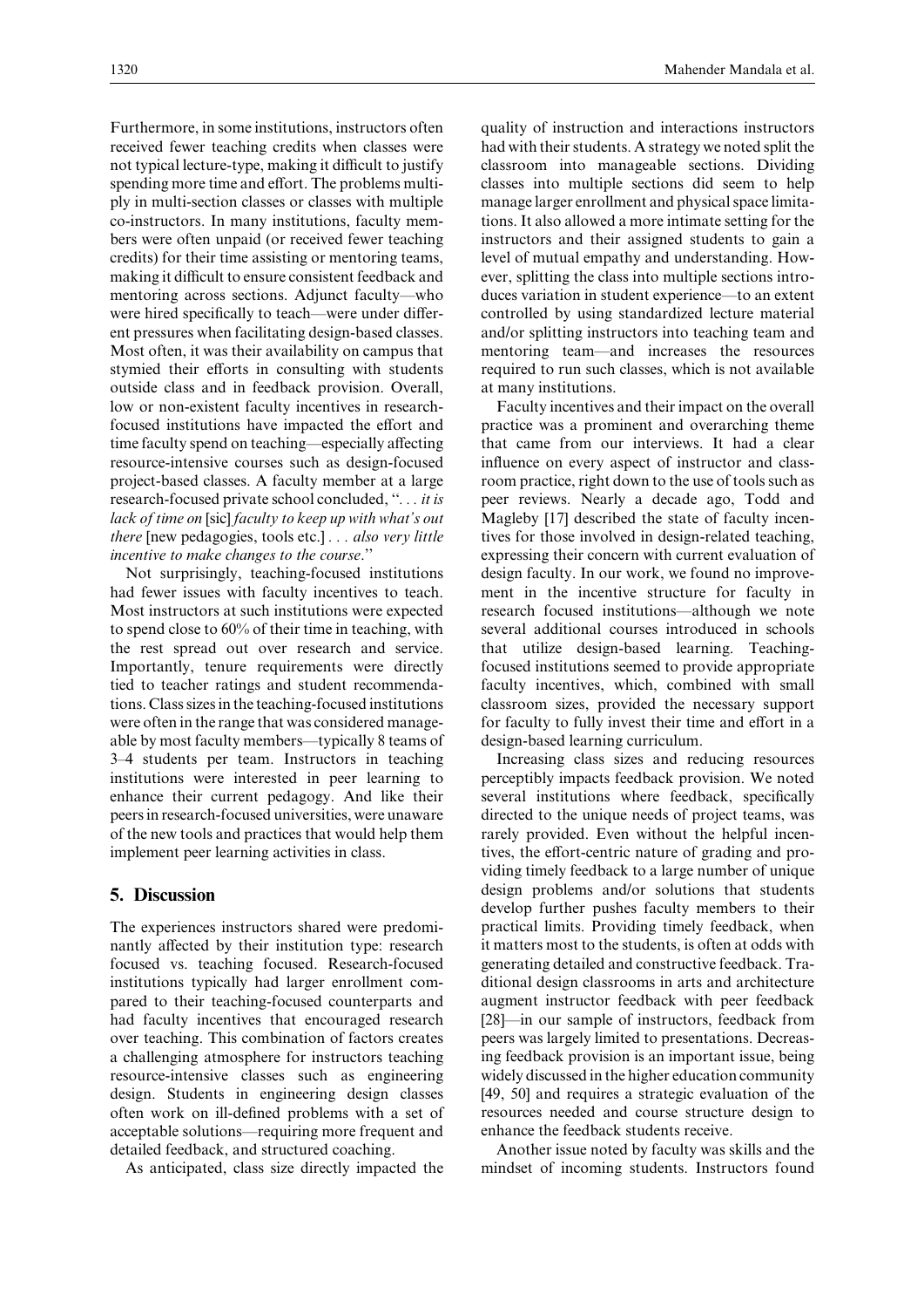Furthermore, in some institutions, instructors often received fewer teaching credits when classes were not typical lecture-type, making it difficult to justify spending more time and effort. The problems multiply in multi-section classes or classes with multiple co-instructors. In many institutions, faculty members were often unpaid (or received fewer teaching credits) for their time assisting or mentoring teams, making it difficult to ensure consistent feedback and mentoring across sections. Adjunct faculty—who were hired specifically to teach—were under different pressures when facilitating design-based classes. Most often, it was their availability on campus that stymied their efforts in consulting with students outside class and in feedback provision. Overall, low or non-existent faculty incentives in research-focused institutions have impacted the effort and time faculty spend on teaching—especially affecting resource-intensive courses such as design-focused project-based classes. A faculty member at a large research-focused private school concluded, "*. . . it is lack of time on* [sic] *faculty to keep up with what's out there* [new pedagogies, tools etc.] *. . . also very little incentive to make changes to the course*."

Not surprisingly, teaching-focused institutions had fewer issues with faculty incentives to teach. Most instructors at such institutions were expected to spend close to 60% of their time in teaching, with the rest spread out over research and service. Importantly, tenure requirements were directly tied to teacher ratings and student recommendations. Class sizes in the teaching-focused institutions were often in the range that was considered manageable by most faculty members—typically 8 teams of 3–4 students per team. Instructors in teaching institutions were interested in peer learning to enhance their current pedagogy. And like their peers in research-focused universities, were unaware of the new tools and practices that would help them implement peer learning activities in class.

## 5. Discussion

The experiences instructors shared were predominantly affected by their institution type: research focused vs. teaching focused. Research-focused institutions typically had larger enrollment compared to their teaching-focused counterparts and had faculty incentives that encouraged research over teaching. This combination of factors creates a challenging atmosphere for instructors teaching resource-intensive classes such as engineering design. Students in engineering design classes often work on ill-defined problems with a set of acceptable solutions—requiring more frequent and detailed feedback, and structured coaching.

As anticipated, class size directly impacted the quality of instruction and interactions instructors had with their students. A strategy we noted split the classroom into manageable sections. Dividing classes into multiple sections did seem to help manage larger enrollment and physical space limitations. It also allowed a more intimate setting for the instructors and their assigned students to gain a level of mutual empathy and understanding. However, splitting the class into multiple sections introduces variation in student experience—to an extent controlled by using standardized lecture material and/or splitting instructors into teaching team and mentoring team—and increases the resources required to run such classes, which is not available at many institutions.

Faculty incentives and their impact on the overall practice was a prominent and overarching theme that came from our interviews. It had a clear influence on every aspect of instructor and classroom practice, right down to the use of tools such as peer reviews. Nearly a decade ago, Todd and Magleby [17] described the state of faculty incentives for those involved in design-related teaching, expressing their concern with current evaluation of design faculty. In our work, we found no improvement in the incentive structure for faculty in research focused institutions—although we note several additional courses introduced in schools that utilize design-based learning. Teaching-focused institutions seemed to provide appropriate faculty incentives, which, combined with small classroom sizes, provided the necessary support for faculty to fully invest their time and effort in a design-based learning curriculum.

Increasing class sizes and reducing resources perceptibly impacts feedback provision. We noted several institutions where feedback, specifically directed to the unique needs of project teams, was rarely provided. Even without the helpful incentives, the effort-centric nature of grading and providing timely feedback to a large number of unique design problems and/or solutions that students develop further pushes faculty members to their practical limits. Providing timely feedback, when it matters most to the students, is often at odds with generating detailed and constructive feedback. Traditional design classrooms in arts and architecture augment instructor feedback with peer feedback [28]—in our sample of instructors, feedback from peers was largely limited to presentations. Decreasing feedback provision is an important issue, being widely discussed in the higher education community [49, 50] and requires a strategic evaluation of the resources needed and course structure design to enhance the feedback students receive.

Another issue noted by faculty was skills and the mindset of incoming students. Instructors found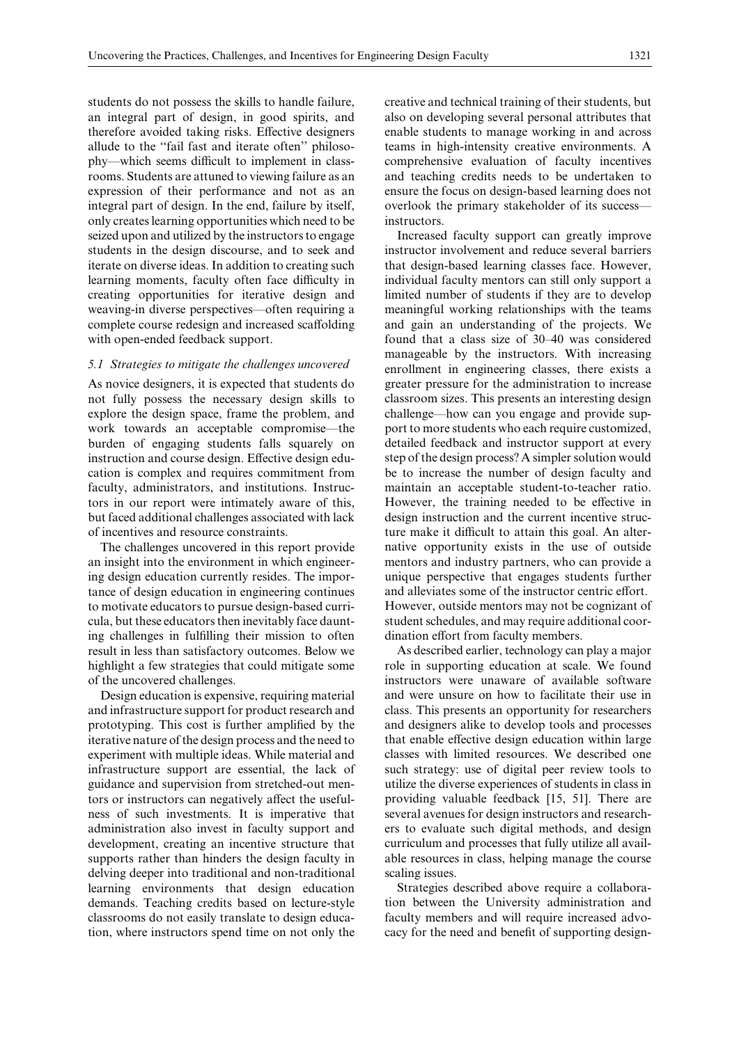students do not possess the skills to handle failure, an integral part of design, in good spirits, and therefore avoided taking risks. Effective designers allude to the "fail fast and iterate often" philosophy—which seems difficult to implement in classrooms. Students are attuned to viewing failure as an expression of their performance and not as an integral part of design. In the end, failure by itself, only creates learning opportunities which need to be seized upon and utilized by the instructors to engage students in the design discourse, and to seek and iterate on diverse ideas. In addition to creating such learning moments, faculty often face difficulty in creating opportunities for iterative design and weaving-in diverse perspectives—often requiring a complete course redesign and increased scaffolding with open-ended feedback support.

### *5.1 Strategies to mitigate the challenges uncovered*

As novice designers, it is expected that students do not fully possess the necessary design skills to explore the design space, frame the problem, and work towards an acceptable compromise—the burden of engaging students falls squarely on instruction and course design. Effective design education is complex and requires commitment from faculty, administrators, and institutions. Instructors in our report were intimately aware of this, but faced additional challenges associated with lack of incentives and resource constraints.

The challenges uncovered in this report provide an insight into the environment in which engineering design education currently resides. The importance of design education in engineering continues to motivate educators to pursue design-based curricula, but these educators then inevitably face daunting challenges in fulfilling their mission to often result in less than satisfactory outcomes. Below we highlight a few strategies that could mitigate some of the uncovered challenges.

Design education is expensive, requiring material and infrastructure support for product research and prototyping. This cost is further amplified by the iterative nature of the design process and the need to experiment with multiple ideas. While material and infrastructure support are essential, the lack of guidance and supervision from stretched-out mentors or instructors can negatively affect the usefulness of such investments. It is imperative that administration also invest in faculty support and development, creating an incentive structure that supports rather than hinders the design faculty in delving deeper into traditional and non-traditional learning environments that design education demands. Teaching credits based on lecture-style classrooms do not easily translate to design education, where instructors spend time on not only the creative and technical training of their students, but also on developing several personal attributes that enable students to manage working in and across teams in high-intensity creative environments. A comprehensive evaluation of faculty incentives and teaching credits needs to be undertaken to ensure the focus on design-based learning does not overlook the primary stakeholder of its success—instructors.

Increased faculty support can greatly improve instructor involvement and reduce several barriers that design-based learning classes face. However, individual faculty mentors can still only support a limited number of students if they are to develop meaningful working relationships with the teams and gain an understanding of the projects. We found that a class size of 30–40 was considered manageable by the instructors. With increasing enrollment in engineering classes, there exists a greater pressure for the administration to increase classroom sizes. This presents an interesting design challenge—how can you engage and provide support to more students who each require customized, detailed feedback and instructor support at every step of the design process? A simpler solution would be to increase the number of design faculty and maintain an acceptable student-to-teacher ratio. However, the training needed to be effective in design instruction and the current incentive structure make it difficult to attain this goal. An alternative opportunity exists in the use of outside mentors and industry partners, who can provide a unique perspective that engages students further and alleviates some of the instructor centric effort. However, outside mentors may not be cognizant of student schedules, and may require additional coordination effort from faculty members.

As described earlier, technology can play a major role in supporting education at scale. We found instructors were unaware of available software and were unsure on how to facilitate their use in class. This presents an opportunity for researchers and designers alike to develop tools and processes that enable effective design education within large classes with limited resources. We described one such strategy: use of digital peer review tools to utilize the diverse experiences of students in class in providing valuable feedback [15, 51]. There are several avenues for design instructors and researchers to evaluate such digital methods, and design curriculum and processes that fully utilize all available resources in class, helping manage the course scaling issues.

Strategies described above require a collaboration between the University administration and faculty members and will require increased advocacy for the need and benefit of supporting design-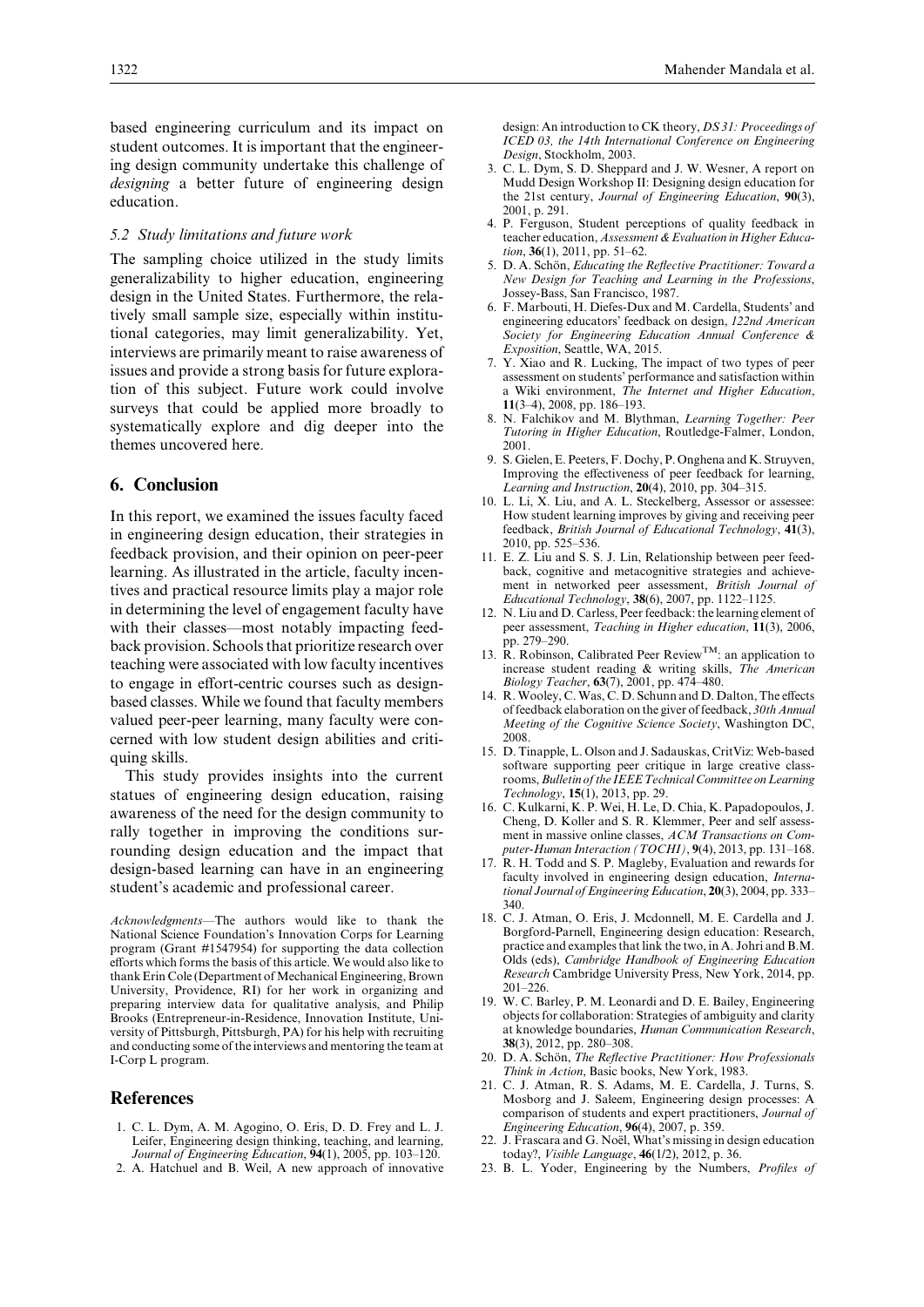based engineering curriculum and its impact on student outcomes. It is important that the engineering design community undertake this challenge of *designing* a better future of engineering design education.

### 5.2 Study limitations and future work

The sampling choice utilized in the study limits generalizability to higher education, engineering design in the United States. Furthermore, the relatively small sample size, especially within institutional categories, may limit generalizability. Yet, interviews are primarily meant to raise awareness of issues and provide a strong basis for future exploration of this subject. Future work could involve surveys that could be applied more broadly to systematically explore and dig deeper into the themes uncovered here.

## 6. Conclusion

In this report, we examined the issues faculty faced in engineering design education, their strategies in feedback provision, and their opinion on peer-peer learning. As illustrated in the article, faculty incentives and practical resource limits play a major role in determining the level of engagement faculty have with their classes—most notably impacting feedback provision. Schools that prioritize research over teaching were associated with low faculty incentives to engage in effort-centric courses such as design-based classes. While we found that faculty members valued peer-peer learning, many faculty were concerned with low student design abilities and critiquing skills.

This study provides insights into the current statues of engineering design education, raising awareness of the need for the design community to rally together in improving the conditions surrounding design education and the impact that design-based learning can have in an engineering student's academic and professional career.

*Acknowledgments*—The authors would like to thank the National Science Foundation's Innovation Corps for Learning program (Grant #1547954) for supporting the data collection efforts which forms the basis of this article. We would also like to thank Erin Cole (Department of Mechanical Engineering, Brown University, Providence, RI) for her work in organizing and preparing interview data for qualitative analysis, and Philip Brooks (Entrepreneur-in-Residence, Innovation Institute, University of Pittsburgh, Pittsburgh, PA) for his help with recruiting and conducting some of the interviews and mentoring the team at I-Corp L program.

## References

1. C. L. Dym, A. M. Agogino, O. Eris, D. D. Frey and L. J. Leifer, Engineering design thinking, teaching, and learning, *Journal of Engineering Education*, **94**(1), 2005, pp. 103–120.
2. A. Hatchuel and B. Weil, A new approach of innovative design: An introduction to CK theory, *DS 31: Proceedings of ICED 03, the 14th International Conference on Engineering Design*, Stockholm, 2003.
3. C. L. Dym, S. D. Sheppard and J. W. Wesner, A report on Mudd Design Workshop II: Designing design education for the 21st century, *Journal of Engineering Education*, **90**(3), 2001, p. 291.
4. P. Ferguson, Student perceptions of quality feedback in teacher education, *Assessment & Evaluation in Higher Education*, **36**(1), 2011, pp. 51–62.
5. D. A. Schön, *Educating the Reflective Practitioner: Toward a New Design for Teaching and Learning in the Professions*, Jossey-Bass, San Francisco, 1987.
6. F. Marbouti, H. Diefes-Dux and M. Cardella, Students' and engineering educators' feedback on design, *122nd American Society for Engineering Education Annual Conference & Exposition*, Seattle, WA, 2015.
7. Y. Xiao and R. Lucking, The impact of two types of peer assessment on students' performance and satisfaction within a Wiki environment, *The Internet and Higher Education*, **11**(3–4), 2008, pp. 186–193.
8. N. Falchikov and M. Blythman, *Learning Together: Peer Tutoring in Higher Education*, Routledge-Falmer, London, 2001.
9. S. Gielen, E. Peeters, F. Dochy, P. Onghena and K. Struyven, Improving the effectiveness of peer feedback for learning, *Learning and Instruction*, **20**(4), 2010, pp. 304–315.
10. L. Li, X. Liu, and A. L. Steckelberg, Assessor or assessee: How student learning improves by giving and receiving peer feedback, *British Journal of Educational Technology*, **41**(3), 2010, pp. 525–536.
11. E. Z. Liu and S. S. J. Lin, Relationship between peer feedback, cognitive and metacognitive strategies and achievement in networked peer assessment, *British Journal of Educational Technology*, **38**(6), 2007, pp. 1122–1125.
12. N. Liu and D. Carless, Peer feedback: the learning element of peer assessment, *Teaching in Higher education*, **11**(3), 2006, pp. 279–290.
13. R. Robinson, Calibrated Peer Review™: an application to increase student reading & writing skills, *The American Biology Teacher*, **63**(7), 2001, pp. 474–480.
14. R. Wooley, C. Was, C. D. Schunn and D. Dalton, The effects of feedback elaboration on the giver of feedback, *30th Annual Meeting of the Cognitive Science Society*, Washington DC, 2008.
15. D. Tinapple, L. Olson and J. Sadauskas, CritViz: Web-based software supporting peer critique in large creative classrooms, *Bulletin of the IEEE Technical Committee on Learning Technology*, **15**(1), 2013, pp. 29.
16. C. Kulkarni, K. P. Wei, H. Le, D. Chia, K. Papadopoulos, J. Cheng, D. Koller and S. R. Klemmer, Peer and self assessment in massive online classes, *ACM Transactions on Computer-Human Interaction (TOCHI)*, **9**(4), 2013, pp. 131–168.
17. R. H. Todd and S. P. Magleby, Evaluation and rewards for faculty involved in engineering design education, *International Journal of Engineering Education*, **20**(3), 2004, pp. 333–340.
18. C. J. Atman, O. Eris, J. Mcdonnell, M. E. Cardella and J. Borgford-Parnell, Engineering design education: Research, practice and examples that link the two, in A. Johri and B.M. Olds (eds), *Cambridge Handbook of Engineering Education Research* Cambridge University Press, New York, 2014, pp. 201–226.
19. W. C. Barley, P. M. Leonardi and D. E. Bailey, Engineering objects for collaboration: Strategies of ambiguity and clarity at knowledge boundaries, *Human Communication Research*, **38**(3), 2012, pp. 280–308.
20. D. A. Schön, *The Reflective Practitioner: How Professionals Think in Action*, Basic books, New York, 1983.
21. C. J. Atman, R. S. Adams, M. E. Cardella, J. Turns, S. Mosborg and J. Saleem, Engineering design processes: A comparison of students and expert practitioners, *Journal of Engineering Education*, **96**(4), 2007, p. 359.
22. J. Frascara and G. Noël, What's missing in design education today?, *Visible Language*, **46**(1/2), 2012, p. 36.
23. B. L. Yoder, Engineering by the Numbers, *Profiles of*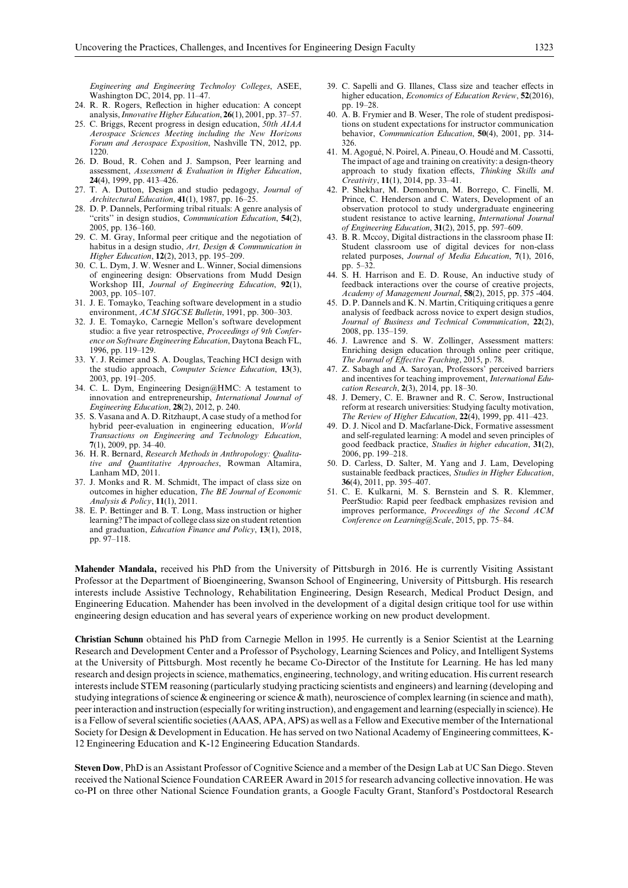*Engineering and Engineering Technoloy Colleges*, ASEE, Washington DC, 2014, pp. 11–47.

24. R. R. Rogers, Reflection in higher education: A concept analysis, *Innovative Higher Education*, **26**(1), 2001, pp. 37–57.
25. C. Briggs, Recent progress in design education, *50th AIAA Aerospace Sciences Meeting including the New Horizons Forum and Aerospace Exposition*, Nashville TN, 2012, pp. 1220.
26. D. Boud, R. Cohen and J. Sampson, Peer learning and assessment, *Assessment & Evaluation in Higher Education*, **24**(4), 1999, pp. 413–426.
27. T. A. Dutton, Design and studio pedagogy, *Journal of Architectural Education*, **41**(1), 1987, pp. 16–25.
28. D. P. Dannels, Performing tribal rituals: A genre analysis of ''crits'' in design studios, *Communication Education*, **54**(2), 2005, pp. 136–160.
29. C. M. Gray, Informal peer critique and the negotiation of habitus in a design studio, *Art, Design & Communication in Higher Education*, **12**(2), 2013, pp. 195–209.
30. C. L. Dym, J. W. Wesner and L. Winner, Social dimensions of engineering design: Observations from Mudd Design Workshop III, *Journal of Engineering Education*, **92**(1), 2003, pp. 105–107.
31. J. E. Tomayko, Teaching software development in a studio environment, *ACM SIGCSE Bulletin*, 1991, pp. 300–303.
32. J. E. Tomayko, Carnegie Mellon's software development studio: a five year retrospective, *Proceedings of 9th Conference on Software Engineering Education*, Daytona Beach FL, 1996, pp. 119–129.
33. Y. J. Reimer and S. A. Douglas, Teaching HCI design with the studio approach, *Computer Science Education*, **13**(3), 2003, pp. 191–205.
34. C. L. Dym, Engineering Design@HMC: A testament to innovation and entrepreneurship, *International Journal of Engineering Education*, **28**(2), 2012, p. 240.
35. S. Vasana and A. D. Ritzhaupt, A case study of a method for hybrid peer-evaluation in engineering education, *World Transactions on Engineering and Technology Education*, **7**(1), 2009, pp. 34–40.
36. H. R. Bernard, *Research Methods in Anthropology: Qualitative and Quantitative Approaches*, Rowman Altamira, Lanham MD, 2011.
37. J. Monks and R. M. Schmidt, The impact of class size on outcomes in higher education, *The BE Journal of Economic Analysis & Policy*, **11**(1), 2011.
38. E. P. Bettinger and B. T. Long, Mass instruction or higher learning? The impact of college class size on student retention and graduation, *Education Finance and Policy*, **13**(1), 2018, pp. 97–118.
39. C. Sapelli and G. Illanes, Class size and teacher effects in higher education, *Economics of Education Review*, **52**(2016), pp. 19–28.
40. A. B. Frymier and B. Weser, The role of student predispositions on student expectations for instructor communication behavior, *Communication Education*, **50**(4), 2001, pp. 314-326.
41. M. Agogué, N. Poirel, A. Pineau, O. Houdé and M. Cassotti, The impact of age and training on creativity: a design-theory approach to study fixation effects, *Thinking Skills and Creativity*, **11**(1), 2014, pp. 33–41.
42. P. Shekhar, M. Demonbrun, M. Borrego, C. Finelli, M. Prince, C. Henderson and C. Waters, Development of an observation protocol to study undergraduate engineering student resistance to active learning, *International Journal of Engineering Education*, **31**(2), 2015, pp. 597–609.
43. B. R. Mccoy, Digital distractions in the classroom phase II: Student classroom use of digital devices for non-class related purposes, *Journal of Media Education*, **7**(1), 2016, pp. 5–32.
44. S. H. Harrison and E. D. Rouse, An inductive study of feedback interactions over the course of creative projects, *Academy of Management Journal*, **58**(2), 2015, pp. 375 -404.
45. D. P. Dannels and K. N. Martin, Critiquing critiques a genre analysis of feedback across novice to expert design studios, *Journal of Business and Technical Communication*, **22**(2), 2008, pp. 135–159.
46. J. Lawrence and S. W. Zollinger, Assessment matters: Enriching design education through online peer critique, *The Journal of Effective Teaching*, 2015, p. 78.
47. Z. Sabagh and A. Saroyan, Professors' perceived barriers and incentives for teaching improvement, *International Education Research*, **2**(3), 2014, pp. 18–30.
48. J. Demery, C. E. Brawner and R. C. Serow, Instructional reform at research universities: Studying faculty motivation, *The Review of Higher Education*, **22**(4), 1999, pp. 411–423.
49. D. J. Nicol and D. Macfarlane-Dick, Formative assessment and self-regulated learning: A model and seven principles of good feedback practice, *Studies in higher education*, **31**(2), 2006, pp. 199–218.
50. D. Carless, D. Salter, M. Yang and J. Lam, Developing sustainable feedback practices, *Studies in Higher Education*, **36**(4), 2011, pp. 395–407.
51. C. E. Kulkarni, M. S. Bernstein and S. R. Klemmer, PeerStudio: Rapid peer feedback emphasizes revision and improves performance, *Proceedings of the Second ACM Conference on Learning@Scale*, 2015, pp. 75–84.

**Mahender Mandala,** received his PhD from the University of Pittsburgh in 2016. He is currently Visiting Assistant Professor at the Department of Bioengineering, Swanson School of Engineering, University of Pittsburgh. His research interests include Assistive Technology, Rehabilitation Engineering, Design Research, Medical Product Design, and Engineering Education. Mahender has been involved in the development of a digital design critique tool for use within engineering design education and has several years of experience working on new product development.

**Christian Schunn** obtained his PhD from Carnegie Mellon in 1995. He currently is a Senior Scientist at the Learning Research and Development Center and a Professor of Psychology, Learning Sciences and Policy, and Intelligent Systems at the University of Pittsburgh. Most recently he became Co-Director of the Institute for Learning. He has led many research and design projects in science, mathematics, engineering, technology, and writing education. His current research interests include STEM reasoning (particularly studying practicing scientists and engineers) and learning (developing and studying integrations of science & engineering or science & math), neuroscience of complex learning (in science and math), peer interaction and instruction (especially for writing instruction), and engagement and learning (especially in science). He is a Fellow of several scientific societies (AAAS, APA, APS) as well as a Fellow and Executive member of the International Society for Design & Development in Education. He has served on two National Academy of Engineering committees, K-12 Engineering Education and K-12 Engineering Education Standards.

**Steven Dow**, PhD is an Assistant Professor of Cognitive Science and a member of the Design Lab at UC San Diego. Steven received the National Science Foundation CAREER Award in 2015 for research advancing collective innovation. He was co-PI on three other National Science Foundation grants, a Google Faculty Grant, Stanford's Postdoctoral Research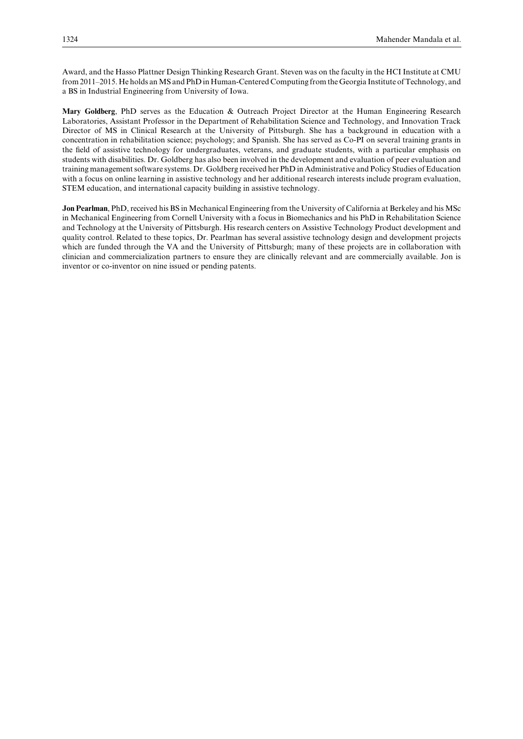Award, and the Hasso Plattner Design Thinking Research Grant. Steven was on the faculty in the HCI Institute at CMU from 2011–2015. He holds an MS and PhD in Human-Centered Computing from the Georgia Institute of Technology, and a BS in Industrial Engineering from University of Iowa.

**Mary Goldberg**, PhD serves as the Education & Outreach Project Director at the Human Engineering Research Laboratories, Assistant Professor in the Department of Rehabilitation Science and Technology, and Innovation Track Director of MS in Clinical Research at the University of Pittsburgh. She has a background in education with a concentration in rehabilitation science; psychology; and Spanish. She has served as Co-PI on several training grants in the field of assistive technology for undergraduates, veterans, and graduate students, with a particular emphasis on students with disabilities. Dr. Goldberg has also been involved in the development and evaluation of peer evaluation and training management software systems. Dr. Goldberg received her PhD in Administrative and Policy Studies of Education with a focus on online learning in assistive technology and her additional research interests include program evaluation, STEM education, and international capacity building in assistive technology.

**Jon Pearlman**, PhD, received his BS in Mechanical Engineering from the University of California at Berkeley and his MSc in Mechanical Engineering from Cornell University with a focus in Biomechanics and his PhD in Rehabilitation Science and Technology at the University of Pittsburgh. His research centers on Assistive Technology Product development and quality control. Related to these topics, Dr. Pearlman has several assistive technology design and development projects which are funded through the VA and the University of Pittsburgh; many of these projects are in collaboration with clinician and commercialization partners to ensure they are clinically relevant and are commercially available. Jon is inventor or co-inventor on nine issued or pending patents.